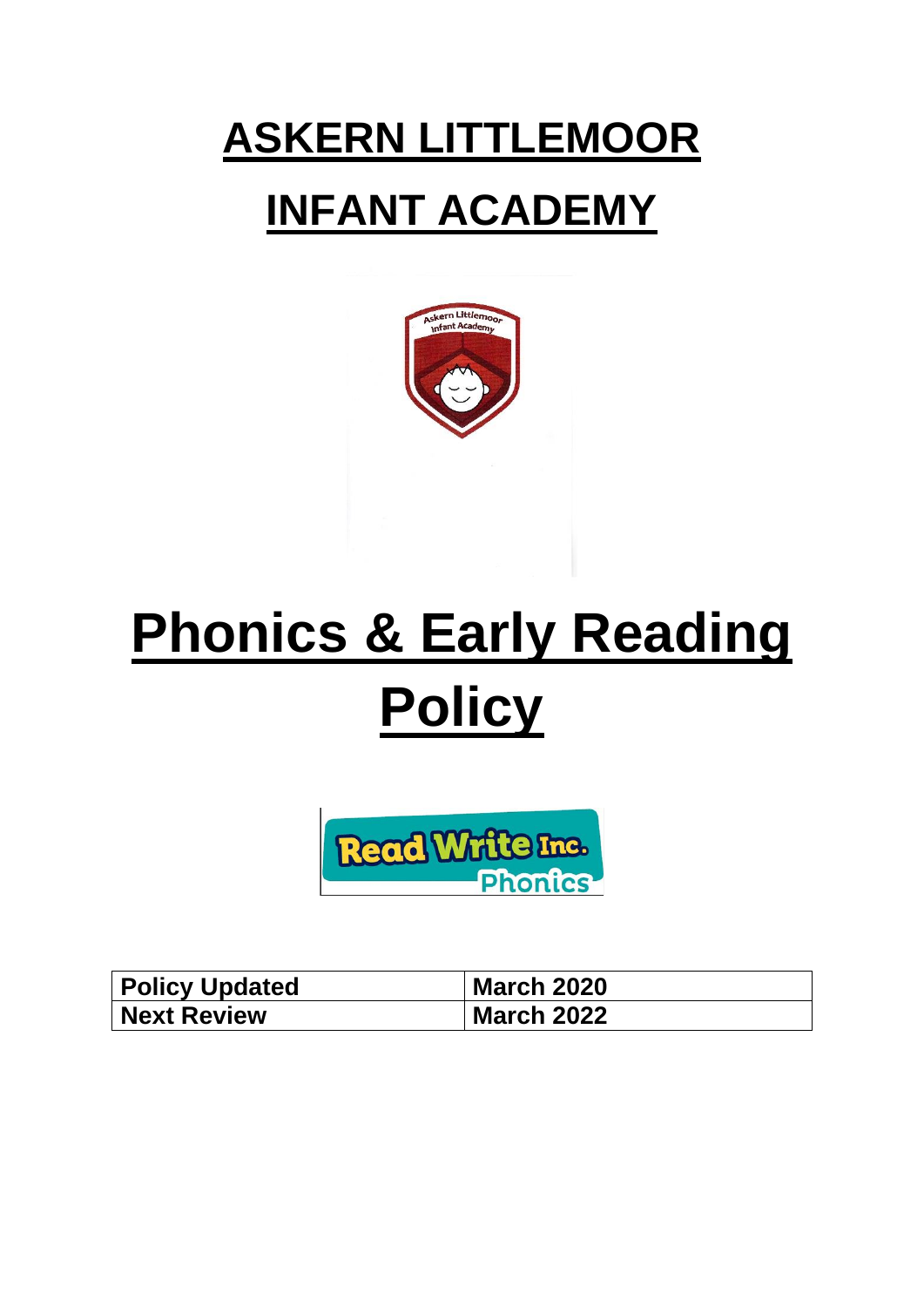# ASKERN LITTLEMOOR

# INFANT ACADEMY

# Phonics & Early Reading Policy

| Policy Updated | March 2020 |
|---|---|
| Next Review | March 2022 |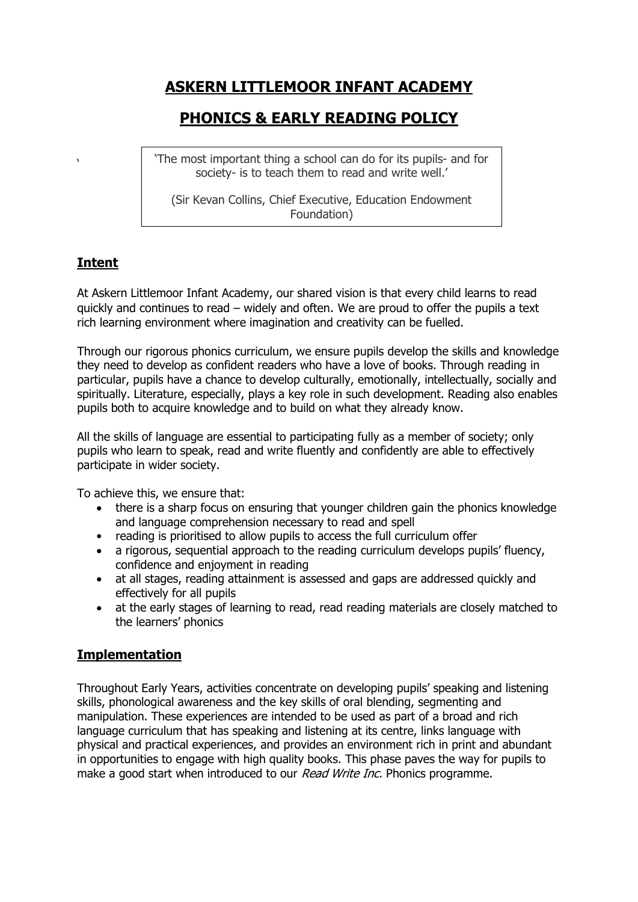# ASKERN LITTLEMOOR INFANT ACADEMY

# PHONICS & EARLY READING POLICY

> 'The most important thing a school can do for its pupils- and for society- is to teach them to read and write well.'
>
> (Sir Kevan Collins, Chief Executive, Education Endowment Foundation)

## Intent

At Askern Littlemoor Infant Academy, our shared vision is that every child learns to read quickly and continues to read – widely and often. We are proud to offer the pupils a text rich learning environment where imagination and creativity can be fuelled.

Through our rigorous phonics curriculum, we ensure pupils develop the skills and knowledge they need to develop as confident readers who have a love of books. Through reading in particular, pupils have a chance to develop culturally, emotionally, intellectually, socially and spiritually. Literature, especially, plays a key role in such development. Reading also enables pupils both to acquire knowledge and to build on what they already know.

All the skills of language are essential to participating fully as a member of society; only pupils who learn to speak, read and write fluently and confidently are able to effectively participate in wider society.

To achieve this, we ensure that:

- there is a sharp focus on ensuring that younger children gain the phonics knowledge and language comprehension necessary to read and spell
- reading is prioritised to allow pupils to access the full curriculum offer
- a rigorous, sequential approach to the reading curriculum develops pupils' fluency, confidence and enjoyment in reading
- at all stages, reading attainment is assessed and gaps are addressed quickly and effectively for all pupils
- at the early stages of learning to read, read reading materials are closely matched to the learners' phonics

## Implementation

Throughout Early Years, activities concentrate on developing pupils' speaking and listening skills, phonological awareness and the key skills of oral blending, segmenting and manipulation. These experiences are intended to be used as part of a broad and rich language curriculum that has speaking and listening at its centre, links language with physical and practical experiences, and provides an environment rich in print and abundant in opportunities to engage with high quality books. This phase paves the way for pupils to make a good start when introduced to our *Read Write Inc.* Phonics programme.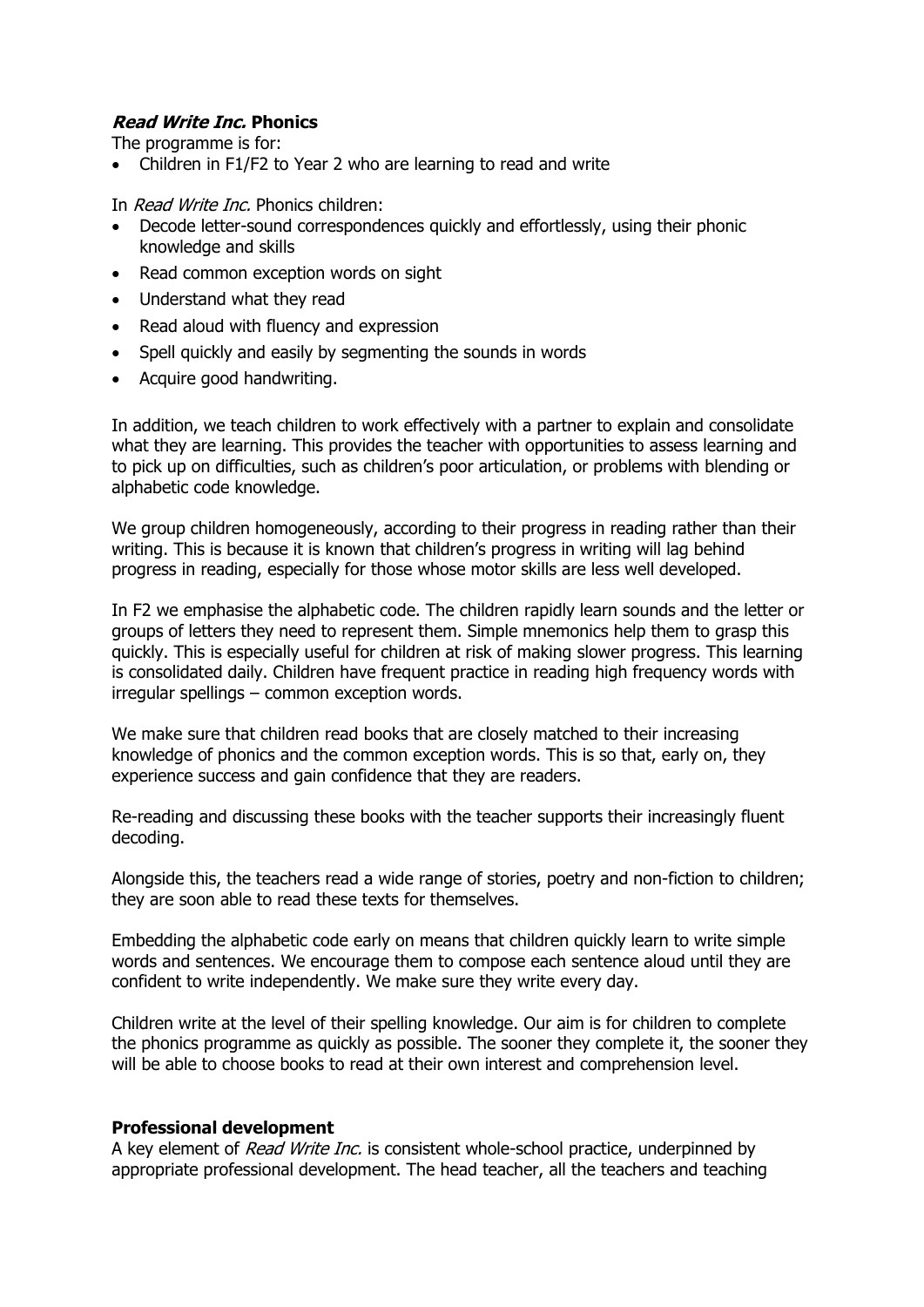### *Read Write Inc.* Phonics

The programme is for:

- Children in F1/F2 to Year 2 who are learning to read and write

In *Read Write Inc.* Phonics children:

- Decode letter-sound correspondences quickly and effortlessly, using their phonic knowledge and skills
- Read common exception words on sight
- Understand what they read
- Read aloud with fluency and expression
- Spell quickly and easily by segmenting the sounds in words
- Acquire good handwriting.

In addition, we teach children to work effectively with a partner to explain and consolidate what they are learning. This provides the teacher with opportunities to assess learning and to pick up on difficulties, such as children's poor articulation, or problems with blending or alphabetic code knowledge.

We group children homogeneously, according to their progress in reading rather than their writing. This is because it is known that children's progress in writing will lag behind progress in reading, especially for those whose motor skills are less well developed.

In F2 we emphasise the alphabetic code. The children rapidly learn sounds and the letter or groups of letters they need to represent them. Simple mnemonics help them to grasp this quickly. This is especially useful for children at risk of making slower progress. This learning is consolidated daily. Children have frequent practice in reading high frequency words with irregular spellings – common exception words.

We make sure that children read books that are closely matched to their increasing knowledge of phonics and the common exception words. This is so that, early on, they experience success and gain confidence that they are readers.

Re-reading and discussing these books with the teacher supports their increasingly fluent decoding.

Alongside this, the teachers read a wide range of stories, poetry and non-fiction to children; they are soon able to read these texts for themselves.

Embedding the alphabetic code early on means that children quickly learn to write simple words and sentences. We encourage them to compose each sentence aloud until they are confident to write independently. We make sure they write every day.

Children write at the level of their spelling knowledge. Our aim is for children to complete the phonics programme as quickly as possible. The sooner they complete it, the sooner they will be able to choose books to read at their own interest and comprehension level.

### Professional development

A key element of *Read Write Inc.* is consistent whole-school practice, underpinned by appropriate professional development. The head teacher, all the teachers and teaching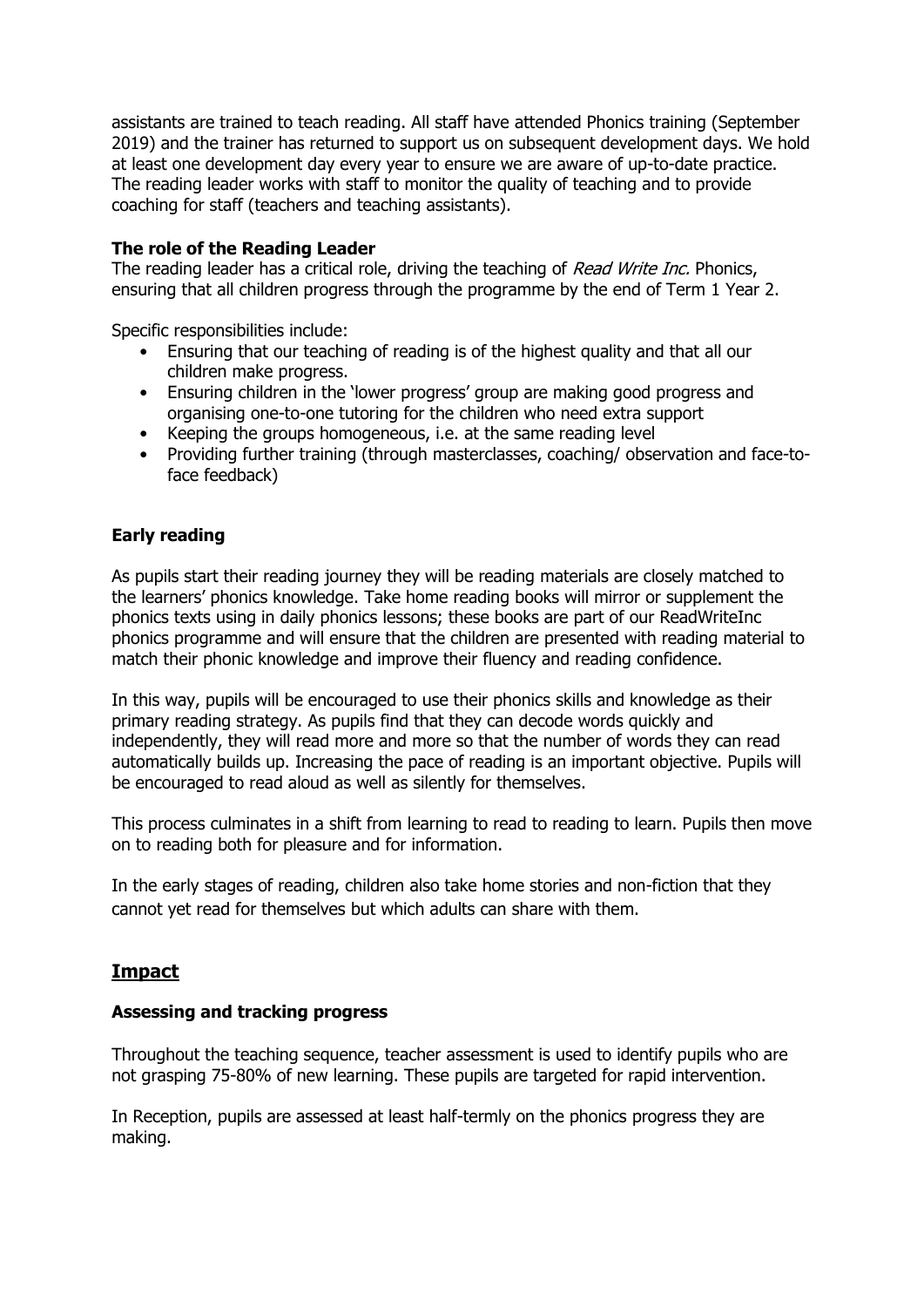assistants are trained to teach reading. All staff have attended Phonics training (September 2019) and the trainer has returned to support us on subsequent development days. We hold at least one development day every year to ensure we are aware of up-to-date practice. The reading leader works with staff to monitor the quality of teaching and to provide coaching for staff (teachers and teaching assistants).

### The role of the Reading Leader

The reading leader has a critical role, driving the teaching of *Read Write Inc.* Phonics, ensuring that all children progress through the programme by the end of Term 1 Year 2.

Specific responsibilities include:

- Ensuring that our teaching of reading is of the highest quality and that all our children make progress.
- Ensuring children in the 'lower progress' group are making good progress and organising one-to-one tutoring for the children who need extra support
- Keeping the groups homogeneous, i.e. at the same reading level
- Providing further training (through masterclasses, coaching/ observation and face-to-face feedback)

### Early reading

As pupils start their reading journey they will be reading materials are closely matched to the learners' phonics knowledge. Take home reading books will mirror or supplement the phonics texts using in daily phonics lessons; these books are part of our ReadWriteInc phonics programme and will ensure that the children are presented with reading material to match their phonic knowledge and improve their fluency and reading confidence.

In this way, pupils will be encouraged to use their phonics skills and knowledge as their primary reading strategy. As pupils find that they can decode words quickly and independently, they will read more and more so that the number of words they can read automatically builds up. Increasing the pace of reading is an important objective. Pupils will be encouraged to read aloud as well as silently for themselves.

This process culminates in a shift from learning to read to reading to learn. Pupils then move on to reading both for pleasure and for information.

In the early stages of reading, children also take home stories and non-fiction that they cannot yet read for themselves but which adults can share with them.

## Impact

### Assessing and tracking progress

Throughout the teaching sequence, teacher assessment is used to identify pupils who are not grasping 75-80% of new learning. These pupils are targeted for rapid intervention.

In Reception, pupils are assessed at least half-termly on the phonics progress they are making.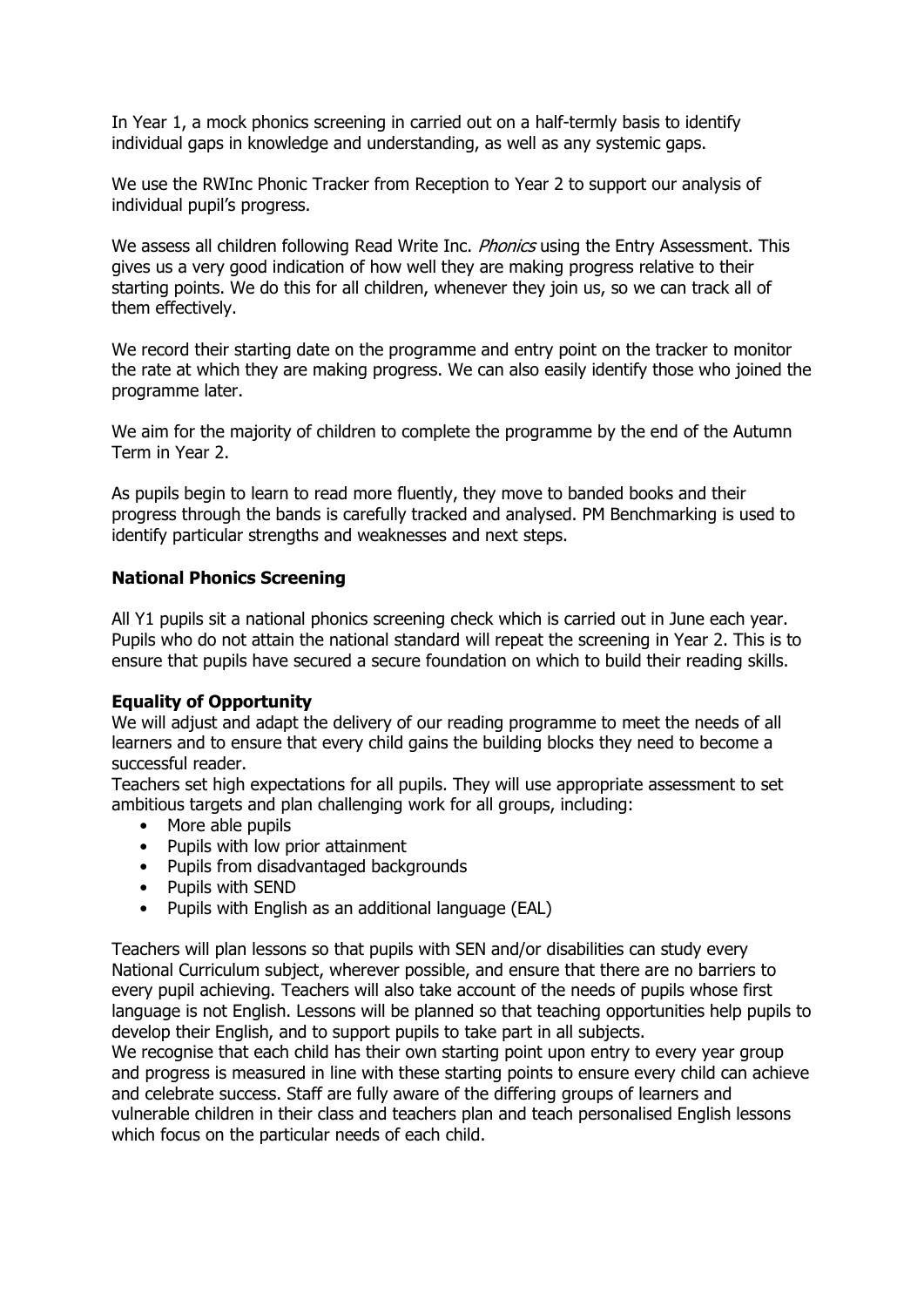In Year 1, a mock phonics screening in carried out on a half-termly basis to identify individual gaps in knowledge and understanding, as well as any systemic gaps.

We use the RWInc Phonic Tracker from Reception to Year 2 to support our analysis of individual pupil's progress.

We assess all children following Read Write Inc. *Phonics* using the Entry Assessment. This gives us a very good indication of how well they are making progress relative to their starting points. We do this for all children, whenever they join us, so we can track all of them effectively.

We record their starting date on the programme and entry point on the tracker to monitor the rate at which they are making progress. We can also easily identify those who joined the programme later.

We aim for the majority of children to complete the programme by the end of the Autumn Term in Year 2.

As pupils begin to learn to read more fluently, they move to banded books and their progress through the bands is carefully tracked and analysed. PM Benchmarking is used to identify particular strengths and weaknesses and next steps.

**National Phonics Screening**

All Y1 pupils sit a national phonics screening check which is carried out in June each year. Pupils who do not attain the national standard will repeat the screening in Year 2. This is to ensure that pupils have secured a secure foundation on which to build their reading skills.

**Equality of Opportunity**

We will adjust and adapt the delivery of our reading programme to meet the needs of all learners and to ensure that every child gains the building blocks they need to become a successful reader.

Teachers set high expectations for all pupils. They will use appropriate assessment to set ambitious targets and plan challenging work for all groups, including:

- More able pupils
- Pupils with low prior attainment
- Pupils from disadvantaged backgrounds
- Pupils with SEND
- Pupils with English as an additional language (EAL)

Teachers will plan lessons so that pupils with SEN and/or disabilities can study every National Curriculum subject, wherever possible, and ensure that there are no barriers to every pupil achieving. Teachers will also take account of the needs of pupils whose first language is not English. Lessons will be planned so that teaching opportunities help pupils to develop their English, and to support pupils to take part in all subjects.

We recognise that each child has their own starting point upon entry to every year group and progress is measured in line with these starting points to ensure every child can achieve and celebrate success. Staff are fully aware of the differing groups of learners and vulnerable children in their class and teachers plan and teach personalised English lessons which focus on the particular needs of each child.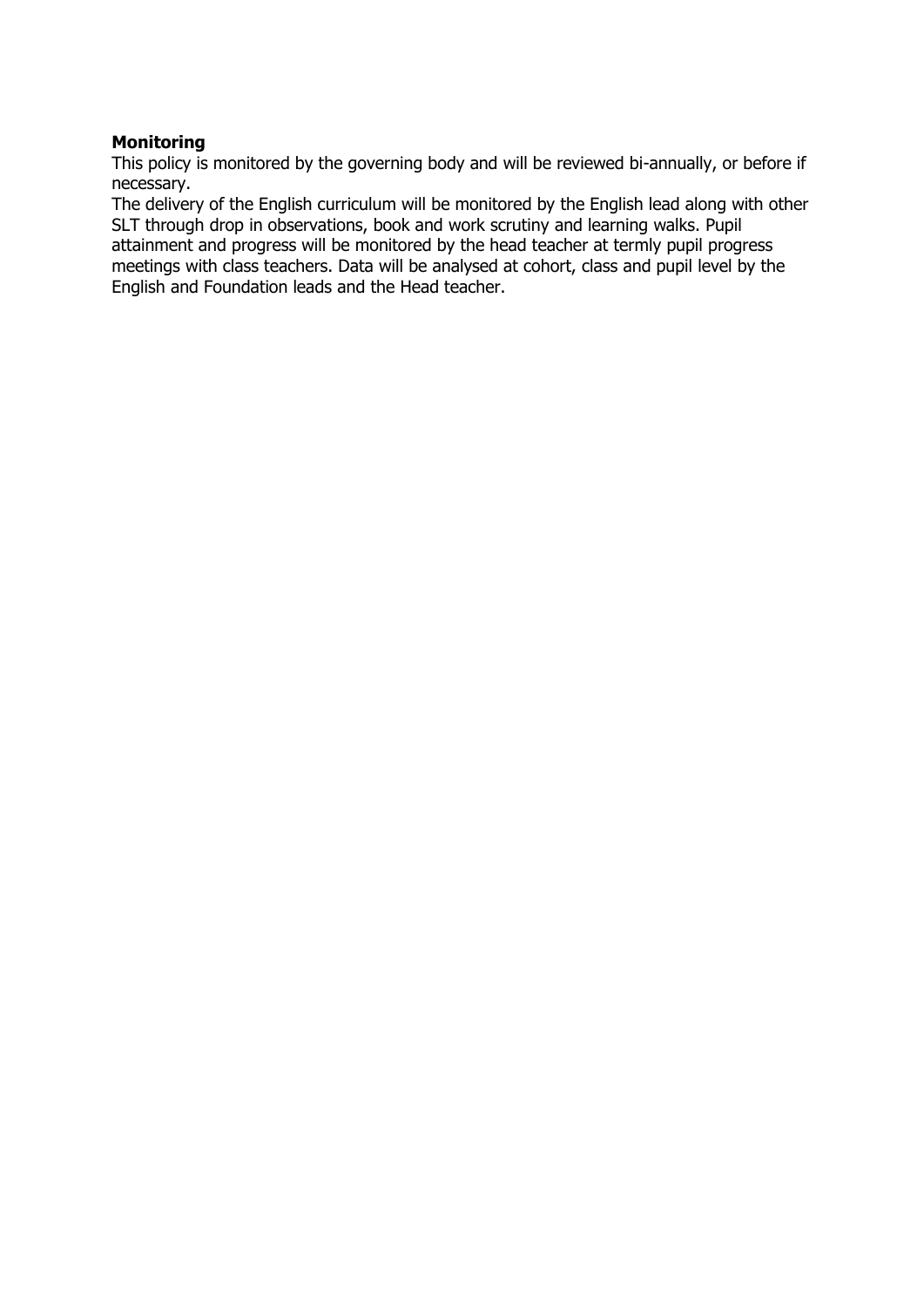**Monitoring**

This policy is monitored by the governing body and will be reviewed bi-annually, or before if necessary.

The delivery of the English curriculum will be monitored by the English lead along with other SLT through drop in observations, book and work scrutiny and learning walks. Pupil attainment and progress will be monitored by the head teacher at termly pupil progress meetings with class teachers. Data will be analysed at cohort, class and pupil level by the English and Foundation leads and the Head teacher.